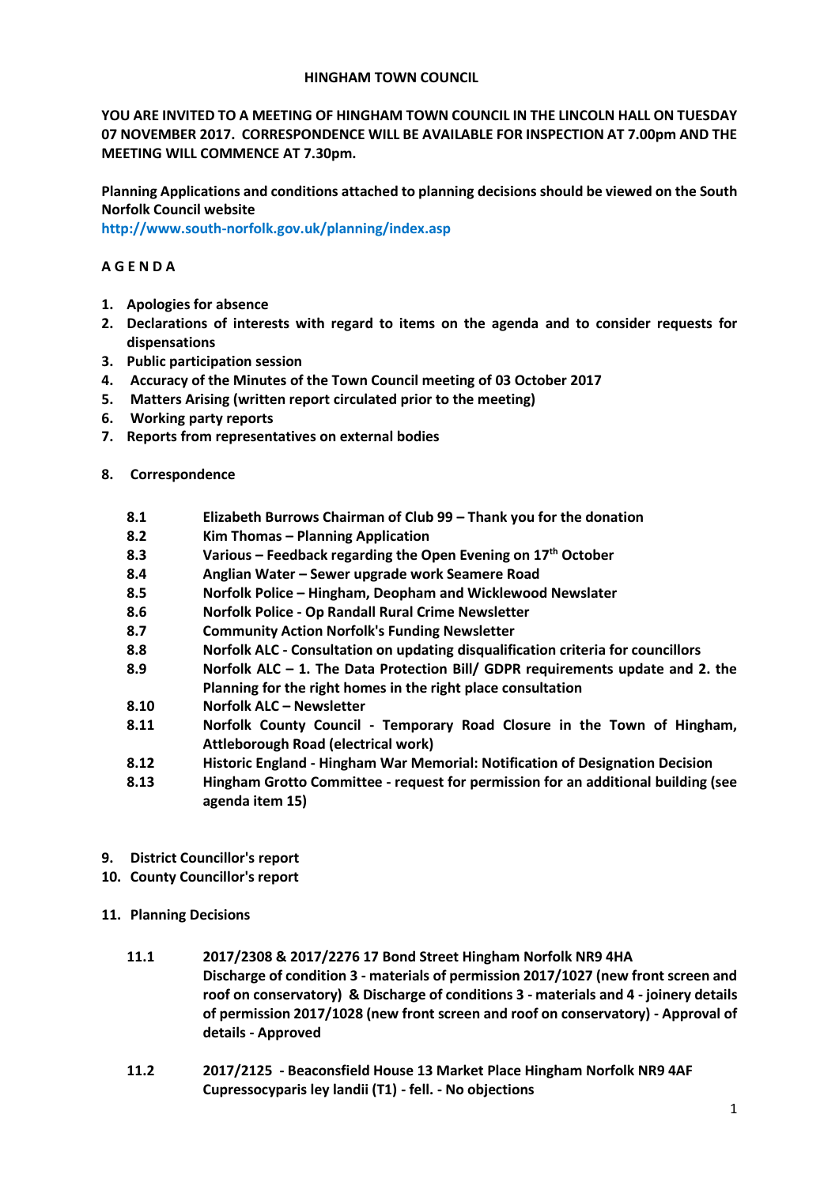**HINGHAM TOWN COUNCIL**

**YOU ARE INVITED TO A MEETING OF HINGHAM TOWN COUNCIL IN THE LINCOLN HALL ON TUESDAY 07 NOVEMBER 2017. CORRESPONDENCE WILL BE AVAILABLE FOR INSPECTION AT 7.00pm AND THE MEETING WILL COMMENCE AT 7.30pm.**

**Planning Applications and conditions attached to planning decisions should be viewed on the South Norfolk Council website**
**http://www.south-norfolk.gov.uk/planning/index.asp**

**A G E N D A**

1. **Apologies for absence**
2. **Declarations of interests with regard to items on the agenda and to consider requests for dispensations**
3. **Public participation session**
4. **Accuracy of the Minutes of the Town Council meeting of 03 October 2017**
5. **Matters Arising (written report circulated prior to the meeting)**
6. **Working party reports**
7. **Reports from representatives on external bodies**
8. **Correspondence**

    - **8.1** **Elizabeth Burrows Chairman of Club 99 – Thank you for the donation**
    - **8.2** **Kim Thomas – Planning Application**
    - **8.3** **Various – Feedback regarding the Open Evening on 17th October**
    - **8.4** **Anglian Water – Sewer upgrade work Seamere Road**
    - **8.5** **Norfolk Police – Hingham, Deopham and Wicklewood Newslater**
    - **8.6** **Norfolk Police - Op Randall Rural Crime Newsletter**
    - **8.7** **Community Action Norfolk's Funding Newsletter**
    - **8.8** **Norfolk ALC - Consultation on updating disqualification criteria for councillors**
    - **8.9** **Norfolk ALC – 1. The Data Protection Bill/ GDPR requirements update and 2. the Planning for the right homes in the right place consultation**
    - **8.10** **Norfolk ALC – Newsletter**
    - **8.11** **Norfolk County Council - Temporary Road Closure in the Town of Hingham, Attleborough Road (electrical work)**
    - **8.12** **Historic England - Hingham War Memorial: Notification of Designation Decision**
    - **8.13** **Hingham Grotto Committee - request for permission for an additional building (see agenda item 15)**

9. **District Councillor's report**
10. **County Councillor's report**
11. **Planning Decisions**

    - **11.1** **2017/2308 & 2017/2276 17 Bond Street Hingham Norfolk NR9 4HA**
      **Discharge of condition 3 - materials of permission 2017/1027 (new front screen and roof on conservatory) & Discharge of conditions 3 - materials and 4 - joinery details of permission 2017/1028 (new front screen and roof on conservatory) - Approval of details - Approved**
    - **11.2** **2017/2125 - Beaconsfield House 13 Market Place Hingham Norfolk NR9 4AF**
      **Cupressocyparis ley landii (T1) - fell. - No objections**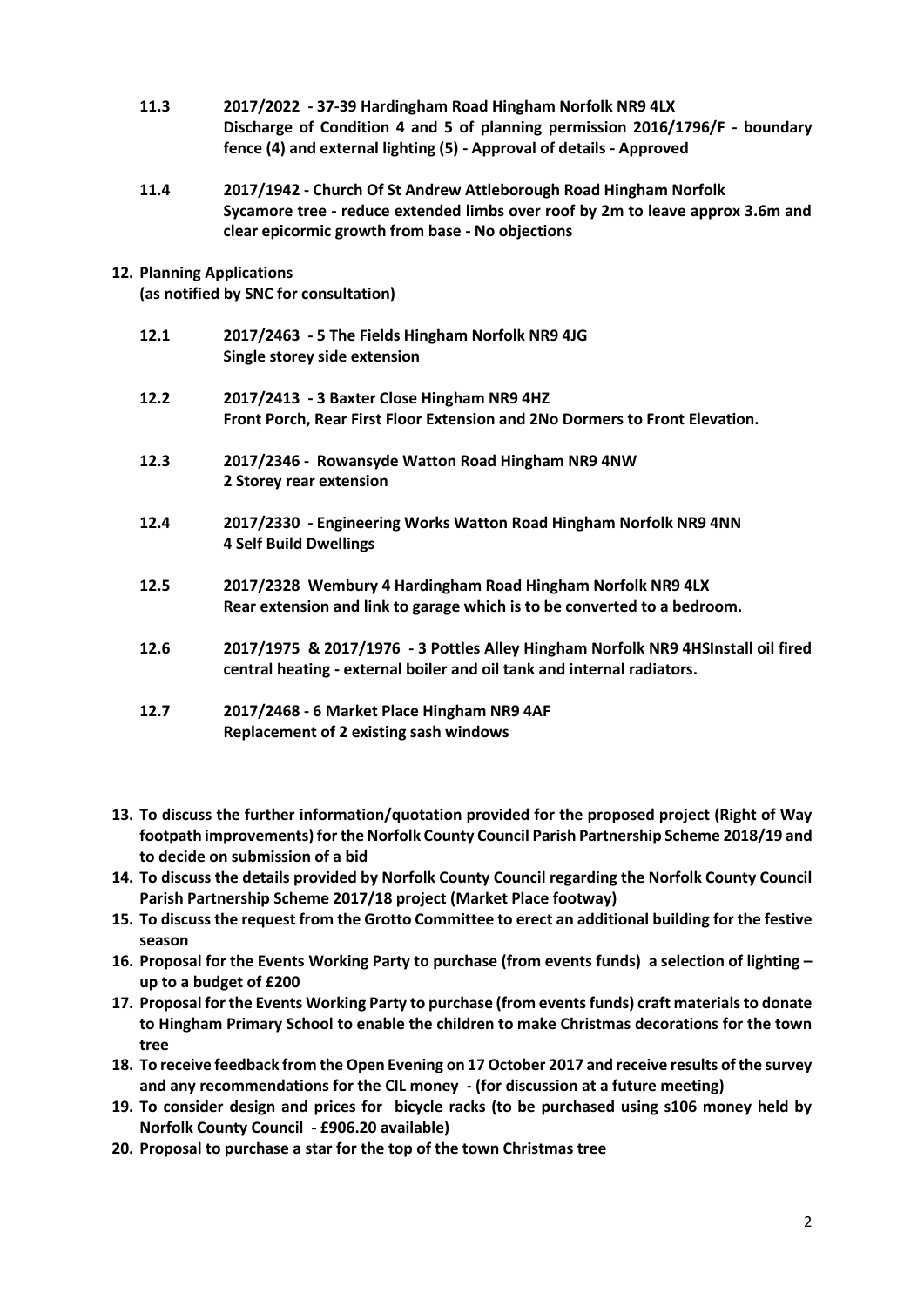**11.3 2017/2022 - 37-39 Hardingham Road Hingham Norfolk NR9 4LX**
**Discharge of Condition 4 and 5 of planning permission 2016/1796/F - boundary fence (4) and external lighting (5) - Approval of details - Approved**

**11.4 2017/1942 - Church Of St Andrew Attleborough Road Hingham Norfolk**
**Sycamore tree - reduce extended limbs over roof by 2m to leave approx 3.6m and clear epicormic growth from base - No objections**

**12. Planning Applications**
**(as notified by SNC for consultation)**

**12.1 2017/2463 - 5 The Fields Hingham Norfolk NR9 4JG**
**Single storey side extension**

**12.2 2017/2413 - 3 Baxter Close Hingham NR9 4HZ**
**Front Porch, Rear First Floor Extension and 2No Dormers to Front Elevation.**

**12.3 2017/2346 - Rowansyde Watton Road Hingham NR9 4NW**
**2 Storey rear extension**

**12.4 2017/2330 - Engineering Works Watton Road Hingham Norfolk NR9 4NN**
**4 Self Build Dwellings**

**12.5 2017/2328 Wembury 4 Hardingham Road Hingham Norfolk NR9 4LX**
**Rear extension and link to garage which is to be converted to a bedroom.**

**12.6 2017/1975 & 2017/1976 - 3 Pottles Alley Hingham Norfolk NR9 4HSInstall oil fired central heating - external boiler and oil tank and internal radiators.**

**12.7 2017/2468 - 6 Market Place Hingham NR9 4AF**
**Replacement of 2 existing sash windows**

**13. To discuss the further information/quotation provided for the proposed project (Right of Way footpath improvements) for the Norfolk County Council Parish Partnership Scheme 2018/19 and to decide on submission of a bid**

**14. To discuss the details provided by Norfolk County Council regarding the Norfolk County Council Parish Partnership Scheme 2017/18 project (Market Place footway)**

**15. To discuss the request from the Grotto Committee to erect an additional building for the festive season**

**16. Proposal for the Events Working Party to purchase (from events funds) a selection of lighting – up to a budget of £200**

**17. Proposal for the Events Working Party to purchase (from events funds) craft materials to donate to Hingham Primary School to enable the children to make Christmas decorations for the town tree**

**18. To receive feedback from the Open Evening on 17 October 2017 and receive results of the survey and any recommendations for the CIL money - (for discussion at a future meeting)**

**19. To consider design and prices for bicycle racks (to be purchased using s106 money held by Norfolk County Council - £906.20 available)**

**20. Proposal to purchase a star for the top of the town Christmas tree**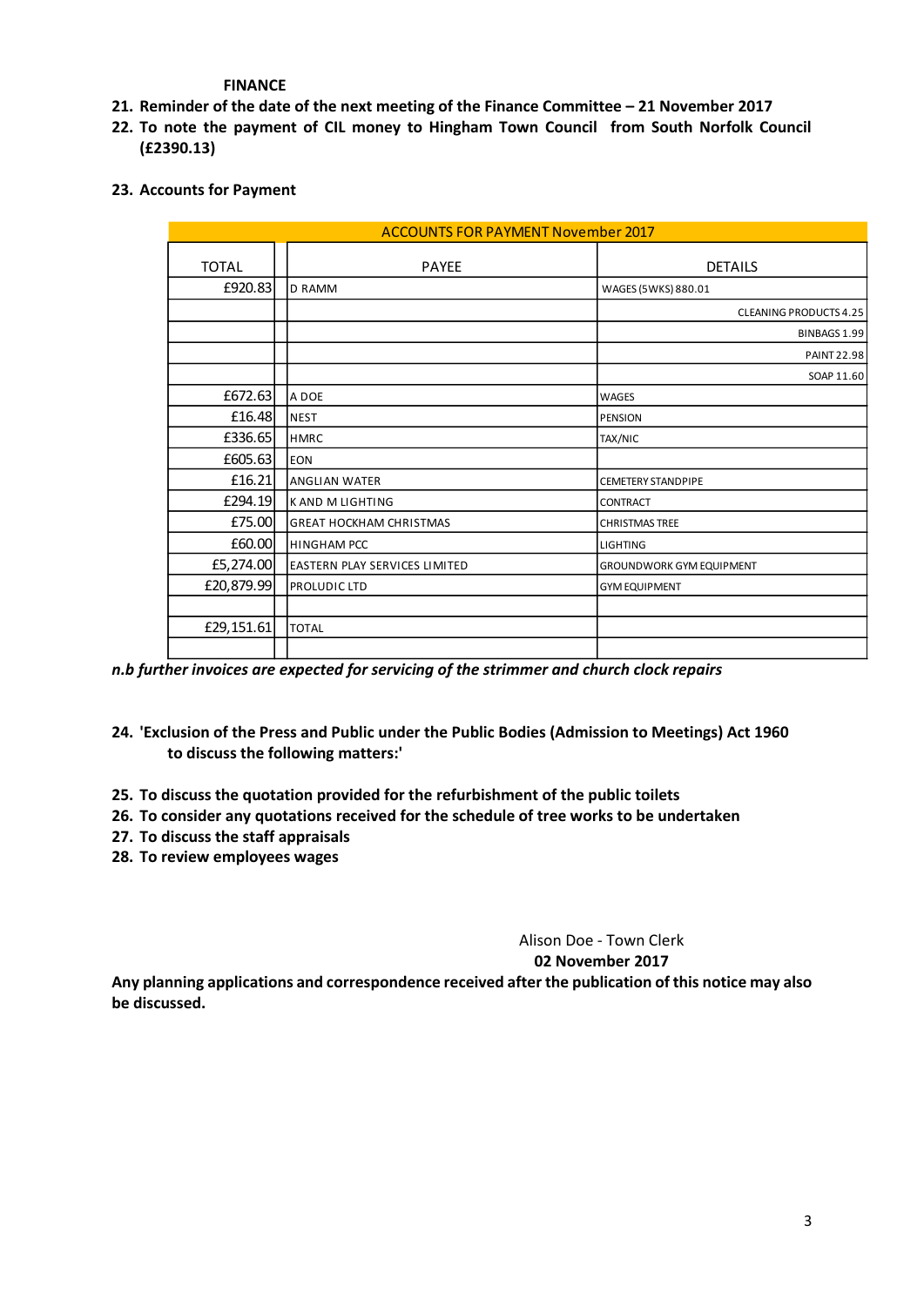**FINANCE**

21. **Reminder of the date of the next meeting of the Finance Committee – 21 November 2017**
22. **To note the payment of CIL money to Hingham Town Council from South Norfolk Council (£2390.13)**
23. **Accounts for Payment**

| ACCOUNTS FOR PAYMENT November 2017 | | |
|---|---|---|
| TOTAL | PAYEE | DETAILS |
| £920.83 | D RAMM | WAGES (5WKS) 880.01 |
| | | CLEANING PRODUCTS 4.25 |
| | | BINBAGS 1.99 |
| | | PAINT 22.98 |
| | | SOAP 11.60 |
| £672.63 | A DOE | WAGES |
| £16.48 | NEST | PENSION |
| £336.65 | HMRC | TAX/NIC |
| £605.63 | EON | |
| £16.21 | ANGLIAN WATER | CEMETERY STANDPIPE |
| £294.19 | K AND M LIGHTING | CONTRACT |
| £75.00 | GREAT HOCKHAM CHRISTMAS | CHRISTMAS TREE |
| £60.00 | HINGHAM PCC | LIGHTING |
| £5,274.00 | EASTERN PLAY SERVICES LIMITED | GROUNDWORK GYM EQUIPMENT |
| £20,879.99 | PROLUDIC LTD | GYM EQUIPMENT |
| | | |
| £29,151.61 | TOTAL | |
| | | |

***n.b further invoices are expected for servicing of the strimmer and church clock repairs***

24. **'Exclusion of the Press and Public under the Public Bodies (Admission to Meetings) Act 1960 to discuss the following matters:'**
25. **To discuss the quotation provided for the refurbishment of the public toilets**
26. **To consider any quotations received for the schedule of tree works to be undertaken**
27. **To discuss the staff appraisals**
28. **To review employees wages**

Alison Doe - Town Clerk

**02 November 2017**

**Any planning applications and correspondence received after the publication of this notice may also be discussed.**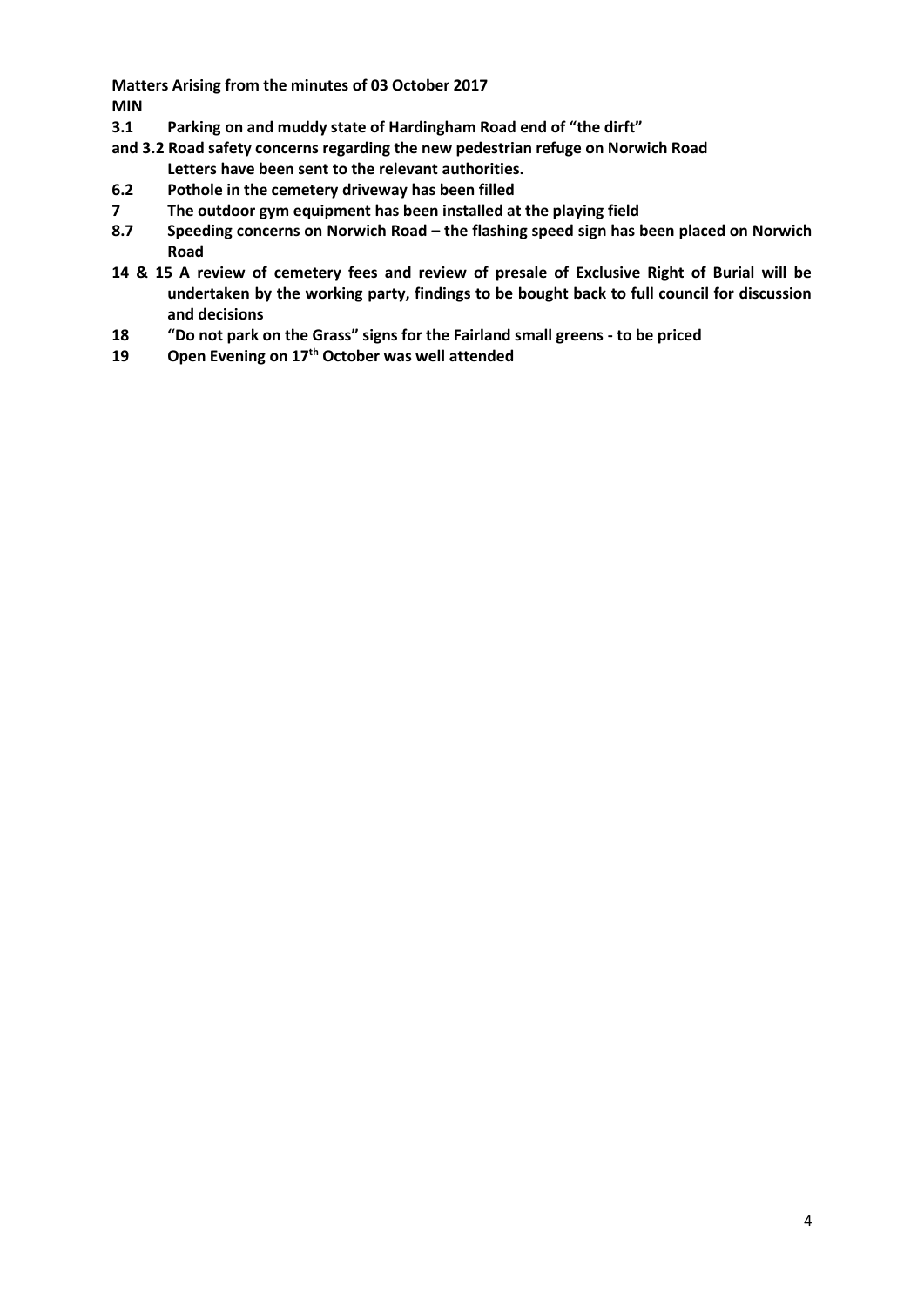**Matters Arising from the minutes of 03 October 2017**

**MIN**

**3.1 Parking on and muddy state of Hardingham Road end of "the dirft"**

**and 3.2 Road safety concerns regarding the new pedestrian refuge on Norwich Road**
**Letters have been sent to the relevant authorities.**

**6.2 Pothole in the cemetery driveway has been filled**

**7 The outdoor gym equipment has been installed at the playing field**

**8.7 Speeding concerns on Norwich Road – the flashing speed sign has been placed on Norwich Road**

**14 & 15 A review of cemetery fees and review of presale of Exclusive Right of Burial will be undertaken by the working party, findings to be bought back to full council for discussion and decisions**

**18 "Do not park on the Grass" signs for the Fairland small greens - to be priced**

**19 Open Evening on 17th October was well attended**